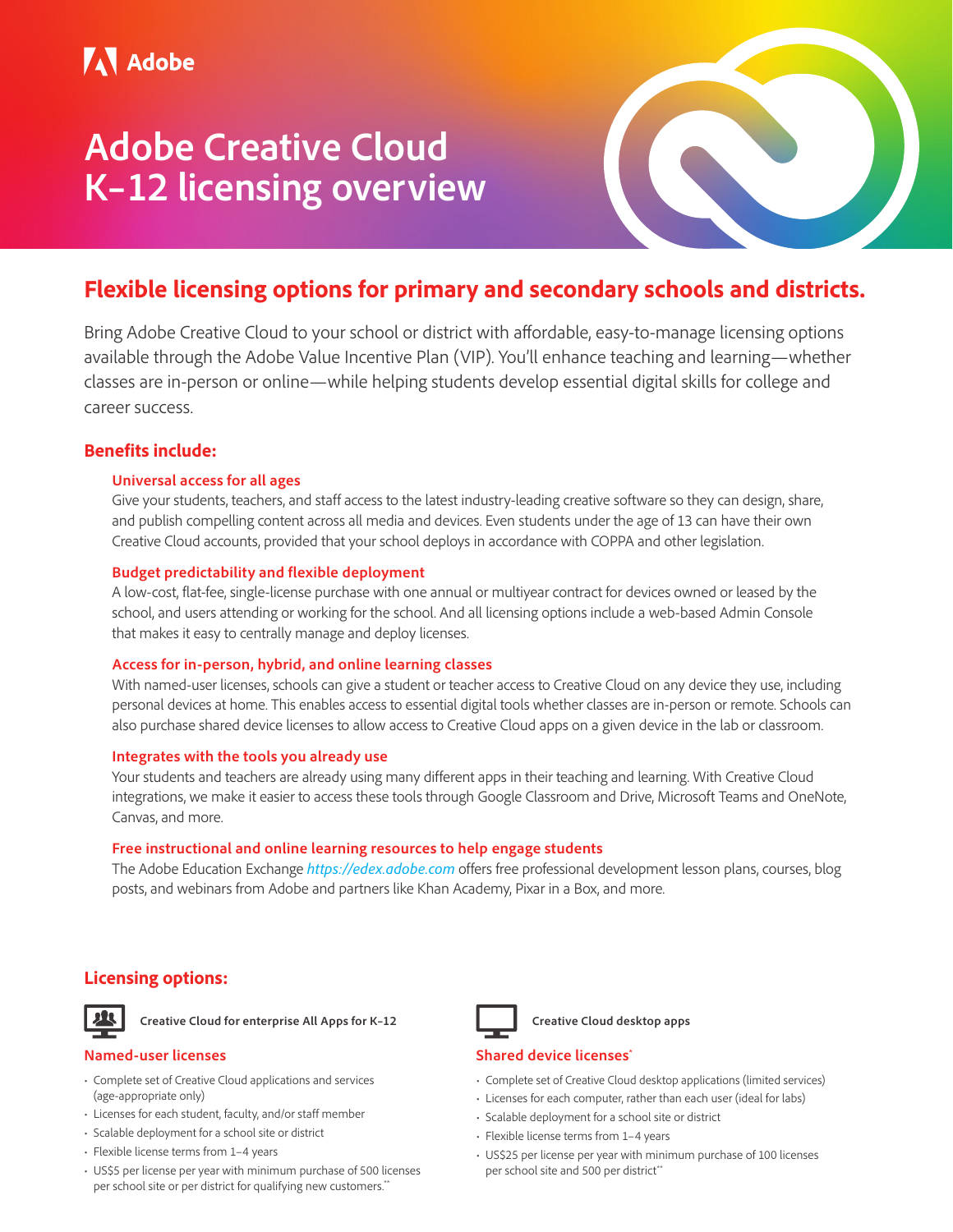Adobe

# Adobe Creative Cloud K–12 licensing overview

## Flexible licensing options for primary and secondary schools and districts.

Bring Adobe Creative Cloud to your school or district with affordable, easy-to-manage licensing options available through the Adobe Value Incentive Plan (VIP). You'll enhance teaching and learning—whether classes are in-person or online—while helping students develop essential digital skills for college and career success.

### Benefits include:

#### Universal access for all ages

Give your students, teachers, and staff access to the latest industry-leading creative software so they can design, share, and publish compelling content across all media and devices. Even students under the age of 13 can have their own Creative Cloud accounts, provided that your school deploys in accordance with COPPA and other legislation.

#### Budget predictability and flexible deployment

A low-cost, flat-fee, single-license purchase with one annual or multiyear contract for devices owned or leased by the school, and users attending or working for the school. And all licensing options include a web-based Admin Console that makes it easy to centrally manage and deploy licenses.

#### Access for in-person, hybrid, and online learning classes

With named-user licenses, schools can give a student or teacher access to Creative Cloud on any device they use, including personal devices at home. This enables access to essential digital tools whether classes are in-person or remote. Schools can also purchase shared device licenses to allow access to Creative Cloud apps on a given device in the lab or classroom.

#### Integrates with the tools you already use

Your students and teachers are already using many different apps in their teaching and learning. With Creative Cloud integrations, we make it easier to access these tools through Google Classroom and Drive, Microsoft Teams and OneNote, Canvas, and more.

#### Free instructional and online learning resources to help engage students

The Adobe Education Exchange *https://edex.adobe.com* offers free professional development lesson plans, courses, blog posts, and webinars from Adobe and partners like Khan Academy, Pixar in a Box, and more.

### Licensing options:

**Creative Cloud for enterprise All Apps for K–12**

#### Named-user licenses

- Complete set of Creative Cloud applications and services (age-appropriate only)
- Licenses for each student, faculty, and/or staff member
- Scalable deployment for a school site or district
- Flexible license terms from 1–4 years
- US$5 per license per year with minimum purchase of 500 licenses per school site or per district for qualifying new customers.**

**Creative Cloud desktop apps**

#### Shared device licenses*

- Complete set of Creative Cloud desktop applications (limited services)
- Licenses for each computer, rather than each user (ideal for labs)
- Scalable deployment for a school site or district
- Flexible license terms from 1–4 years
- US$25 per license per year with minimum purchase of 100 licenses per school site and 500 per district**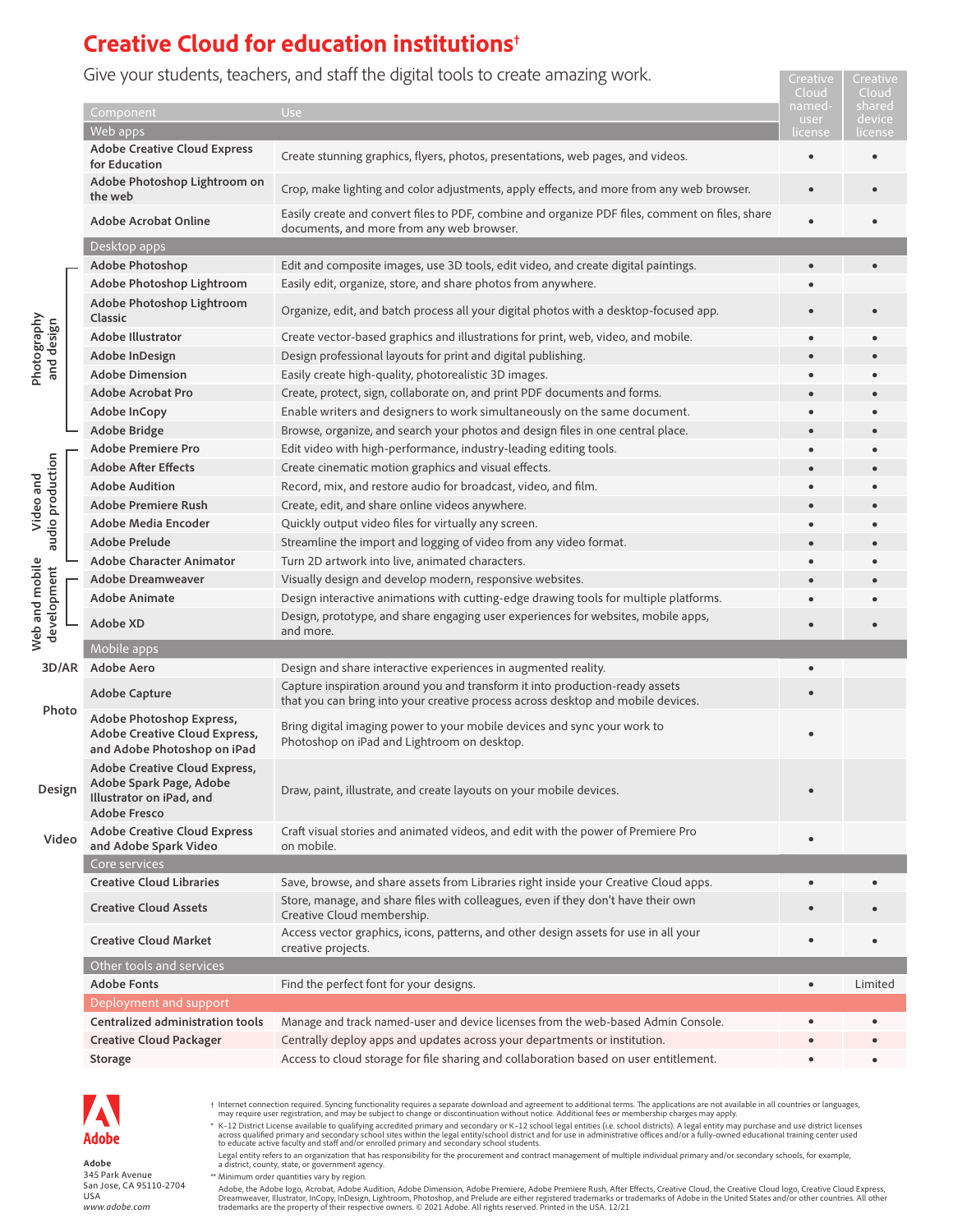# Creative Cloud for education institutions†

Give your students, teachers, and staff the digital tools to create amazing work.

| | Component | Use | Creative Cloud named-user license | Creative Cloud shared device license |
|---|---|---|---|---|
| **Web apps** | | | | |
| | **Adobe Creative Cloud Express for Education** | Create stunning graphics, flyers, photos, presentations, web pages, and videos. | • | • |
| | **Adobe Photoshop Lightroom on the web** | Crop, make lighting and color adjustments, apply effects, and more from any web browser. | • | • |
| | **Adobe Acrobat Online** | Easily create and convert files to PDF, combine and organize PDF files, comment on files, share documents, and more from any web browser. | • | • |
| **Desktop apps** | | | | |
| Photography and design | **Adobe Photoshop** | Edit and composite images, use 3D tools, edit video, and create digital paintings. | • | • |
| Photography and design | **Adobe Photoshop Lightroom** | Easily edit, organize, store, and share photos from anywhere. | • | |
| Photography and design | **Adobe Photoshop Lightroom Classic** | Organize, edit, and batch process all your digital photos with a desktop-focused app. | • | • |
| Photography and design | **Adobe Illustrator** | Create vector-based graphics and illustrations for print, web, video, and mobile. | • | • |
| Photography and design | **Adobe InDesign** | Design professional layouts for print and digital publishing. | • | • |
| Photography and design | **Adobe Dimension** | Easily create high-quality, photorealistic 3D images. | • | • |
| Photography and design | **Adobe Acrobat Pro** | Create, protect, sign, collaborate on, and print PDF documents and forms. | • | • |
| Photography and design | **Adobe InCopy** | Enable writers and designers to work simultaneously on the same document. | • | • |
| Photography and design | **Adobe Bridge** | Browse, organize, and search your photos and design files in one central place. | • | • |
| Video and audio production | **Adobe Premiere Pro** | Edit video with high-performance, industry-leading editing tools. | • | • |
| Video and audio production | **Adobe After Effects** | Create cinematic motion graphics and visual effects. | • | • |
| Video and audio production | **Adobe Audition** | Record, mix, and restore audio for broadcast, video, and film. | • | • |
| Video and audio production | **Adobe Premiere Rush** | Create, edit, and share online videos anywhere. | • | • |
| Video and audio production | **Adobe Media Encoder** | Quickly output video files for virtually any screen. | • | • |
| Video and audio production | **Adobe Prelude** | Streamline the import and logging of video from any video format. | • | • |
| Video and audio production | **Adobe Character Animator** | Turn 2D artwork into live, animated characters. | • | • |
| Web and mobile development | **Adobe Dreamweaver** | Visually design and develop modern, responsive websites. | • | • |
| Web and mobile development | **Adobe Animate** | Design interactive animations with cutting-edge drawing tools for multiple platforms. | • | • |
| Web and mobile development | **Adobe XD** | Design, prototype, and share engaging user experiences for websites, mobile apps, and more. | • | • |
| **Mobile apps** | | | | |
| 3D/AR | **Adobe Aero** | Design and share interactive experiences in augmented reality. | • | |
| Photo | **Adobe Capture** | Capture inspiration around you and transform it into production-ready assets that you can bring into your creative process across desktop and mobile devices. | • | |
| Photo | **Adobe Photoshop Express, Adobe Creative Cloud Express, and Adobe Photoshop on iPad** | Bring digital imaging power to your mobile devices and sync your work to Photoshop on iPad and Lightroom on desktop. | • | |
| Design | **Adobe Creative Cloud Express, Adobe Spark Page, Adobe Illustrator on iPad, and Adobe Fresco** | Draw, paint, illustrate, and create layouts on your mobile devices. | • | |
| Video | **Adobe Creative Cloud Express and Adobe Spark Video** | Craft visual stories and animated videos, and edit with the power of Premiere Pro on mobile. | • | |
| **Core services** | | | | |
| | **Creative Cloud Libraries** | Save, browse, and share assets from Libraries right inside your Creative Cloud apps. | • | • |
| | **Creative Cloud Assets** | Store, manage, and share files with colleagues, even if they don't have their own Creative Cloud membership. | • | • |
| | **Creative Cloud Market** | Access vector graphics, icons, patterns, and other design assets for use in all your creative projects. | • | • |
| **Other tools and services** | | | | |
| | **Adobe Fonts** | Find the perfect font for your designs. | • | Limited |
| **Deployment and support** | | | | |
| | **Centralized administration tools** | Manage and track named-user and device licenses from the web-based Admin Console. | • | • |
| | **Creative Cloud Packager** | Centrally deploy apps and updates across your departments or institution. | • | • |
| | **Storage** | Access to cloud storage for file sharing and collaboration based on user entitlement. | • | • |

**Adobe**
345 Park Avenue
San Jose, CA 95110-2704
USA
*www.adobe.com*

† Internet connection required. Syncing functionality requires a separate download and agreement to additional terms. The applications are not available in all countries or languages, may require user registration, and may be subject to change or discontinuation without notice. Additional fees or membership charges may apply.

\* K–12 District License available to qualifying accredited primary and secondary or K–12 school legal entities (i.e. school districts). A legal entity may purchase and use district licenses across qualified primary and secondary school sites within the legal entity/school district and for use in administrative offices and/or a fully-owned educational training center used to educate active faculty and staff and/or enrolled primary and secondary school students.

Legal entity refers to an organization that has responsibility for the procurement and contract management of multiple individual primary and/or secondary schools, for example, a district, county, state, or government agency.

\*\* Minimum order quantities vary by region.

Adobe, the Adobe logo, Acrobat, Adobe Audition, Adobe Dimension, Adobe Premiere, Adobe Premiere Rush, After Effects, Creative Cloud, the Creative Cloud logo, Creative Cloud Express, Dreamweaver, Illustrator, InCopy, InDesign, Lightroom, Photoshop, and Prelude are either registered trademarks or trademarks of Adobe in the United States and/or other countries. All other trademarks are the property of their respective owners. © 2021 Adobe. All rights reserved. Printed in the USA. 12/21